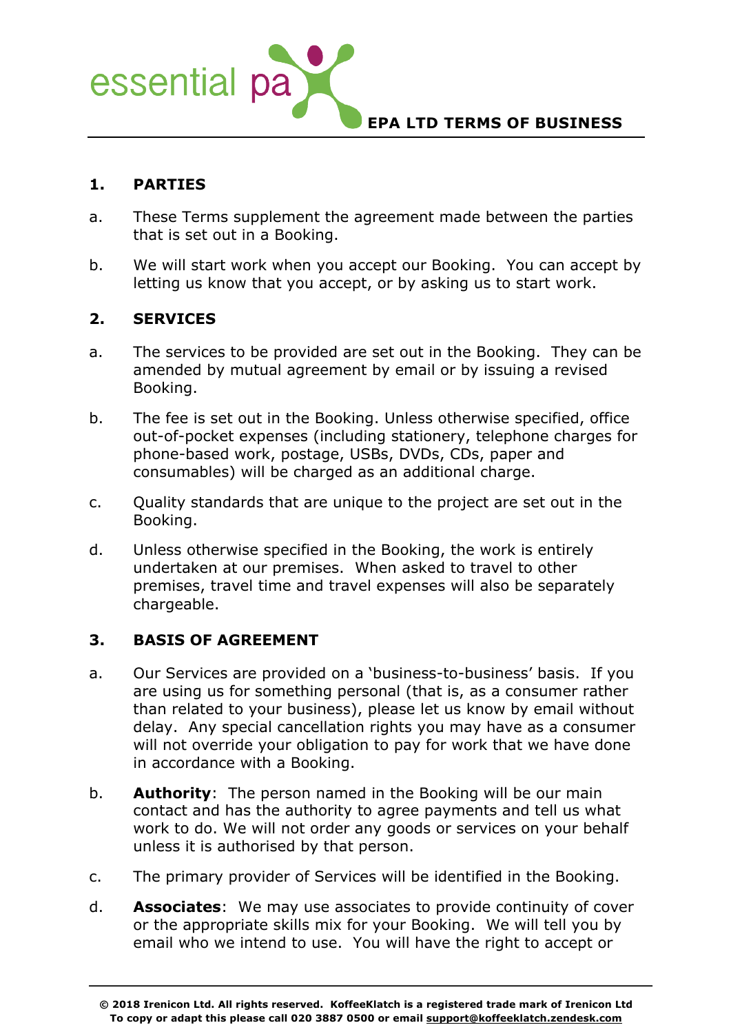essential pa

**EPA LTD TERMS OF BUSINESS**

## 1. PARTIES

a. These Terms supplement the agreement made between the parties that is set out in a Booking.

b. We will start work when you accept our Booking. You can accept by letting us know that you accept, or by asking us to start work.

## 2. SERVICES

a. The services to be provided are set out in the Booking. They can be amended by mutual agreement by email or by issuing a revised Booking.

b. The fee is set out in the Booking. Unless otherwise specified, office out-of-pocket expenses (including stationery, telephone charges for phone-based work, postage, USBs, DVDs, CDs, paper and consumables) will be charged as an additional charge.

c. Quality standards that are unique to the project are set out in the Booking.

d. Unless otherwise specified in the Booking, the work is entirely undertaken at our premises. When asked to travel to other premises, travel time and travel expenses will also be separately chargeable.

## 3. BASIS OF AGREEMENT

a. Our Services are provided on a 'business-to-business' basis. If you are using us for something personal (that is, as a consumer rather than related to your business), please let us know by email without delay. Any special cancellation rights you may have as a consumer will not override your obligation to pay for work that we have done in accordance with a Booking.

b. **Authority**: The person named in the Booking will be our main contact and has the authority to agree payments and tell us what work to do. We will not order any goods or services on your behalf unless it is authorised by that person.

c. The primary provider of Services will be identified in the Booking.

d. **Associates**: We may use associates to provide continuity of cover or the appropriate skills mix for your Booking. We will tell you by email who we intend to use. You will have the right to accept or

**© 2018 Irenicon Ltd. All rights reserved. KoffeeKlatch is a registered trade mark of Irenicon Ltd**
**To copy or adapt this please call 020 3887 0500 or email support@koffeeklatch.zendesk.com**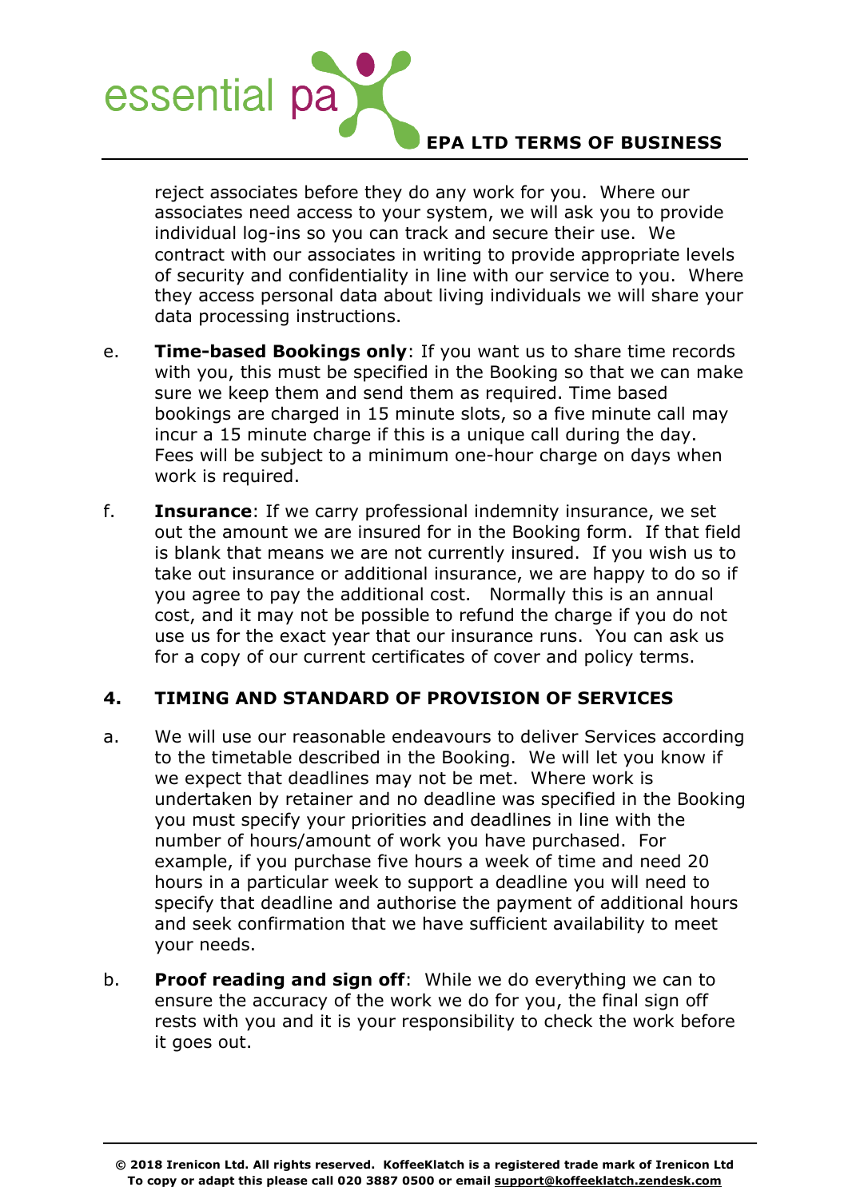reject associates before they do any work for you. Where our associates need access to your system, we will ask you to provide individual log-ins so you can track and secure their use. We contract with our associates in writing to provide appropriate levels of security and confidentiality in line with our service to you. Where they access personal data about living individuals we will share your data processing instructions.

e. **Time-based Bookings only**: If you want us to share time records with you, this must be specified in the Booking so that we can make sure we keep them and send them as required. Time based bookings are charged in 15 minute slots, so a five minute call may incur a 15 minute charge if this is a unique call during the day. Fees will be subject to a minimum one-hour charge on days when work is required.

f. **Insurance**: If we carry professional indemnity insurance, we set out the amount we are insured for in the Booking form. If that field is blank that means we are not currently insured. If you wish us to take out insurance or additional insurance, we are happy to do so if you agree to pay the additional cost. Normally this is an annual cost, and it may not be possible to refund the charge if you do not use us for the exact year that our insurance runs. You can ask us for a copy of our current certificates of cover and policy terms.

## 4. TIMING AND STANDARD OF PROVISION OF SERVICES

a. We will use our reasonable endeavours to deliver Services according to the timetable described in the Booking. We will let you know if we expect that deadlines may not be met. Where work is undertaken by retainer and no deadline was specified in the Booking you must specify your priorities and deadlines in line with the number of hours/amount of work you have purchased. For example, if you purchase five hours a week of time and need 20 hours in a particular week to support a deadline you will need to specify that deadline and authorise the payment of additional hours and seek confirmation that we have sufficient availability to meet your needs.

b. **Proof reading and sign off**: While we do everything we can to ensure the accuracy of the work we do for you, the final sign off rests with you and it is your responsibility to check the work before it goes out.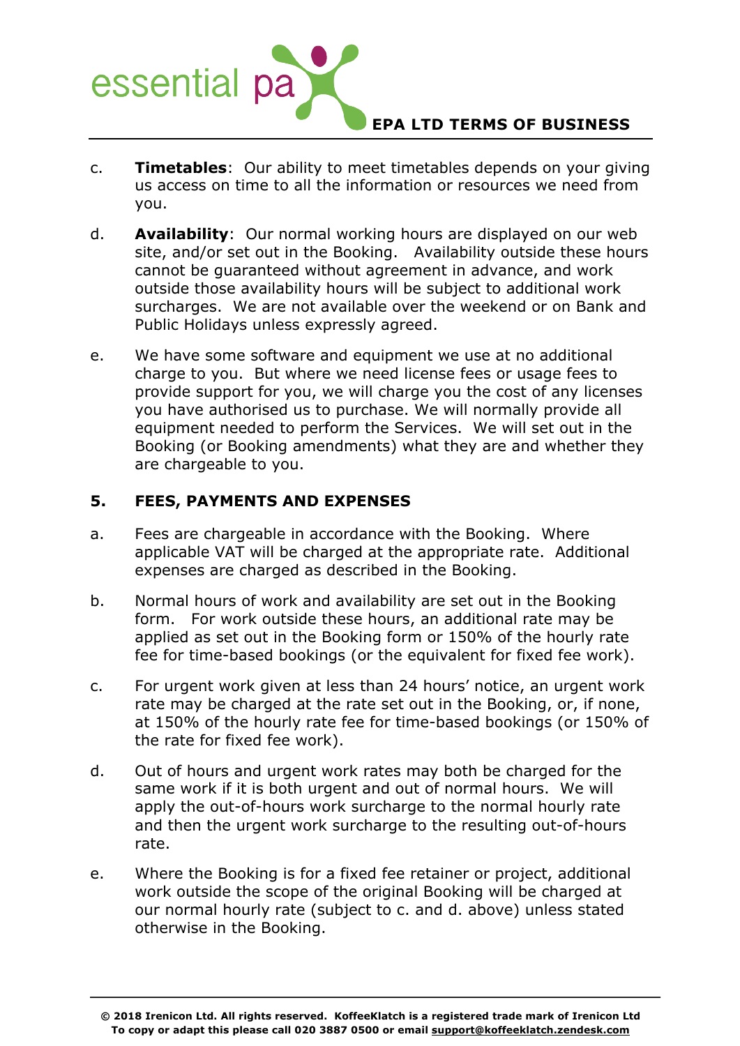c. **Timetables**: Our ability to meet timetables depends on your giving us access on time to all the information or resources we need from you.

d. **Availability**: Our normal working hours are displayed on our web site, and/or set out in the Booking. Availability outside these hours cannot be guaranteed without agreement in advance, and work outside those availability hours will be subject to additional work surcharges. We are not available over the weekend or on Bank and Public Holidays unless expressly agreed.

e. We have some software and equipment we use at no additional charge to you. But where we need license fees or usage fees to provide support for you, we will charge you the cost of any licenses you have authorised us to purchase. We will normally provide all equipment needed to perform the Services. We will set out in the Booking (or Booking amendments) what they are and whether they are chargeable to you.

## 5. FEES, PAYMENTS AND EXPENSES

a. Fees are chargeable in accordance with the Booking. Where applicable VAT will be charged at the appropriate rate. Additional expenses are charged as described in the Booking.

b. Normal hours of work and availability are set out in the Booking form. For work outside these hours, an additional rate may be applied as set out in the Booking form or 150% of the hourly rate fee for time-based bookings (or the equivalent for fixed fee work).

c. For urgent work given at less than 24 hours' notice, an urgent work rate may be charged at the rate set out in the Booking, or, if none, at 150% of the hourly rate fee for time-based bookings (or 150% of the rate for fixed fee work).

d. Out of hours and urgent work rates may both be charged for the same work if it is both urgent and out of normal hours. We will apply the out-of-hours work surcharge to the normal hourly rate and then the urgent work surcharge to the resulting out-of-hours rate.

e. Where the Booking is for a fixed fee retainer or project, additional work outside the scope of the original Booking will be charged at our normal hourly rate (subject to c. and d. above) unless stated otherwise in the Booking.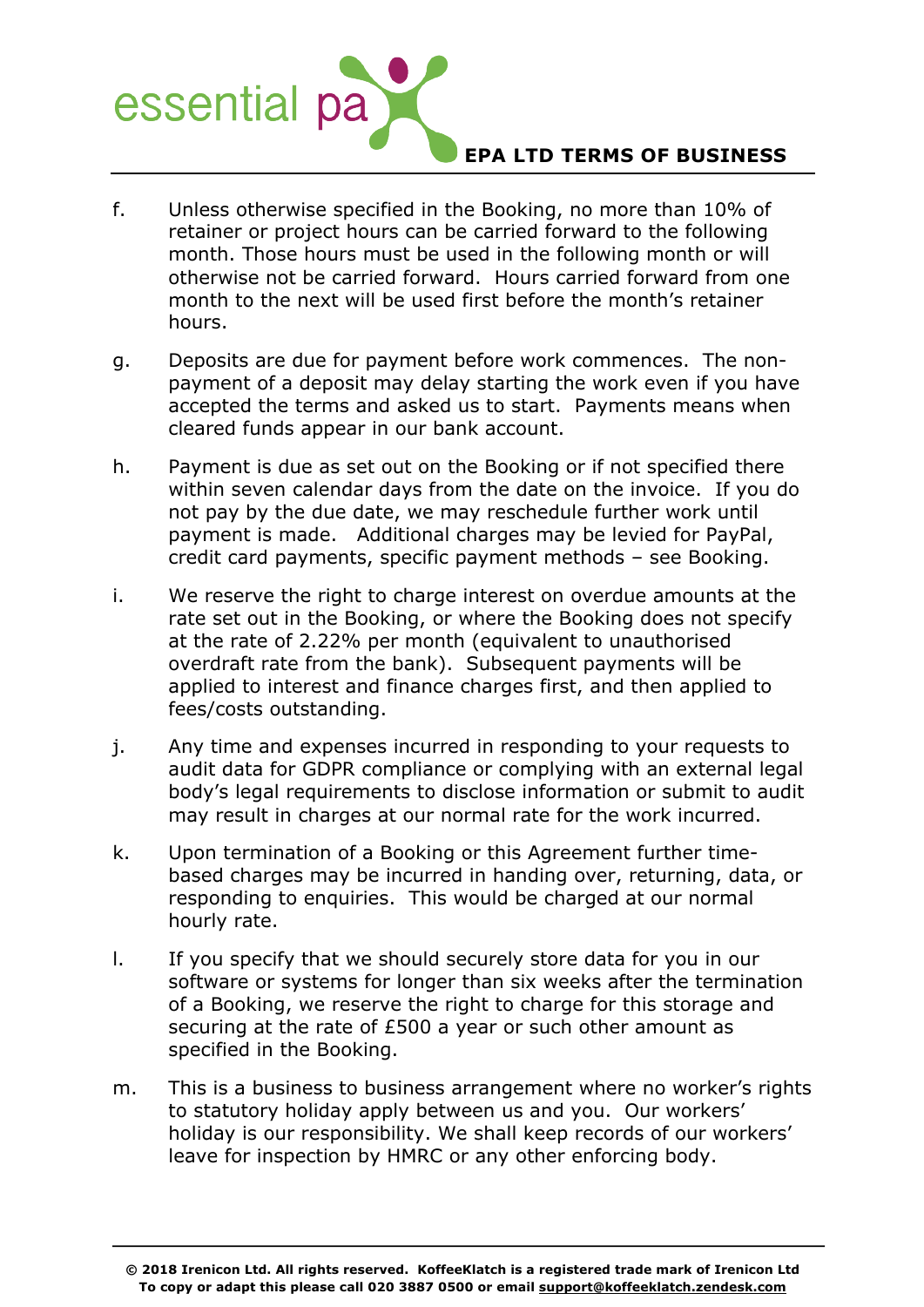f. Unless otherwise specified in the Booking, no more than 10% of retainer or project hours can be carried forward to the following month. Those hours must be used in the following month or will otherwise not be carried forward. Hours carried forward from one month to the next will be used first before the month's retainer hours.

g. Deposits are due for payment before work commences. The non-payment of a deposit may delay starting the work even if you have accepted the terms and asked us to start. Payments means when cleared funds appear in our bank account.

h. Payment is due as set out on the Booking or if not specified there within seven calendar days from the date on the invoice. If you do not pay by the due date, we may reschedule further work until payment is made. Additional charges may be levied for PayPal, credit card payments, specific payment methods – see Booking.

i. We reserve the right to charge interest on overdue amounts at the rate set out in the Booking, or where the Booking does not specify at the rate of 2.22% per month (equivalent to unauthorised overdraft rate from the bank). Subsequent payments will be applied to interest and finance charges first, and then applied to fees/costs outstanding.

j. Any time and expenses incurred in responding to your requests to audit data for GDPR compliance or complying with an external legal body's legal requirements to disclose information or submit to audit may result in charges at our normal rate for the work incurred.

k. Upon termination of a Booking or this Agreement further time-based charges may be incurred in handing over, returning, data, or responding to enquiries. This would be charged at our normal hourly rate.

l. If you specify that we should securely store data for you in our software or systems for longer than six weeks after the termination of a Booking, we reserve the right to charge for this storage and securing at the rate of £500 a year or such other amount as specified in the Booking.

m. This is a business to business arrangement where no worker's rights to statutory holiday apply between us and you. Our workers' holiday is our responsibility. We shall keep records of our workers' leave for inspection by HMRC or any other enforcing body.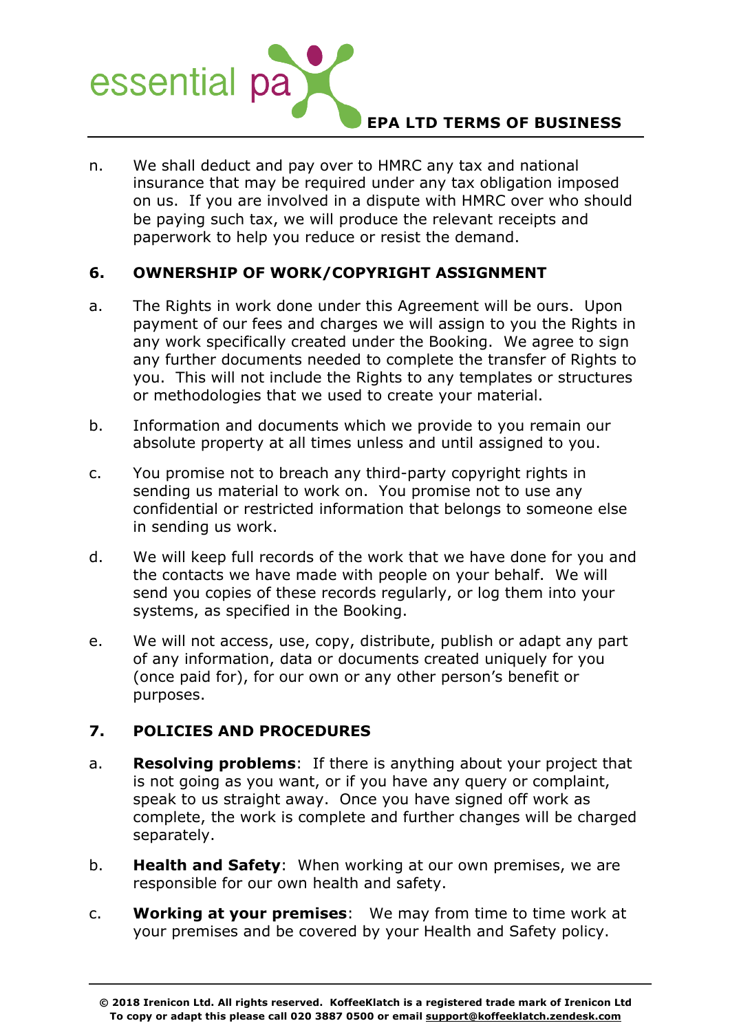n. We shall deduct and pay over to HMRC any tax and national insurance that may be required under any tax obligation imposed on us. If you are involved in a dispute with HMRC over who should be paying such tax, we will produce the relevant receipts and paperwork to help you reduce or resist the demand.

## 6. OWNERSHIP OF WORK/COPYRIGHT ASSIGNMENT

a. The Rights in work done under this Agreement will be ours. Upon payment of our fees and charges we will assign to you the Rights in any work specifically created under the Booking. We agree to sign any further documents needed to complete the transfer of Rights to you. This will not include the Rights to any templates or structures or methodologies that we used to create your material.

b. Information and documents which we provide to you remain our absolute property at all times unless and until assigned to you.

c. You promise not to breach any third-party copyright rights in sending us material to work on. You promise not to use any confidential or restricted information that belongs to someone else in sending us work.

d. We will keep full records of the work that we have done for you and the contacts we have made with people on your behalf. We will send you copies of these records regularly, or log them into your systems, as specified in the Booking.

e. We will not access, use, copy, distribute, publish or adapt any part of any information, data or documents created uniquely for you (once paid for), for our own or any other person's benefit or purposes.

## 7. POLICIES AND PROCEDURES

a. **Resolving problems**: If there is anything about your project that is not going as you want, or if you have any query or complaint, speak to us straight away. Once you have signed off work as complete, the work is complete and further changes will be charged separately.

b. **Health and Safety**: When working at our own premises, we are responsible for our own health and safety.

c. **Working at your premises**: We may from time to time work at your premises and be covered by your Health and Safety policy.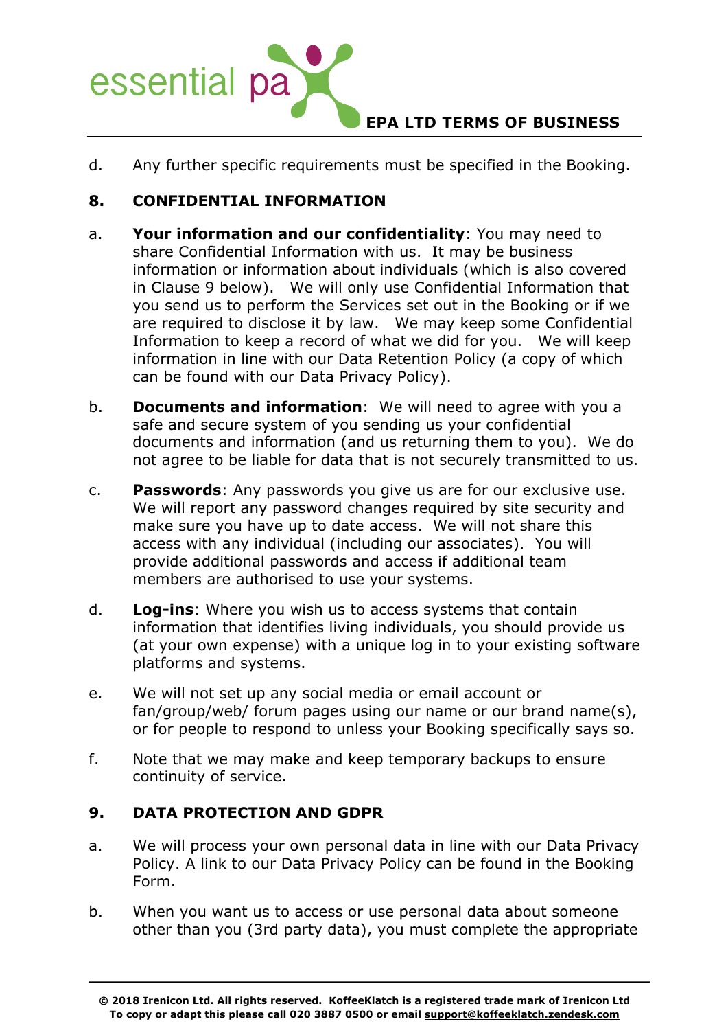d. Any further specific requirements must be specified in the Booking.

## 8. CONFIDENTIAL INFORMATION

a. **Your information and our confidentiality**: You may need to share Confidential Information with us. It may be business information or information about individuals (which is also covered in Clause 9 below). We will only use Confidential Information that you send us to perform the Services set out in the Booking or if we are required to disclose it by law. We may keep some Confidential Information to keep a record of what we did for you. We will keep information in line with our Data Retention Policy (a copy of which can be found with our Data Privacy Policy).

b. **Documents and information**: We will need to agree with you a safe and secure system of you sending us your confidential documents and information (and us returning them to you). We do not agree to be liable for data that is not securely transmitted to us.

c. **Passwords**: Any passwords you give us are for our exclusive use. We will report any password changes required by site security and make sure you have up to date access. We will not share this access with any individual (including our associates). You will provide additional passwords and access if additional team members are authorised to use your systems.

d. **Log-ins**: Where you wish us to access systems that contain information that identifies living individuals, you should provide us (at your own expense) with a unique log in to your existing software platforms and systems.

e. We will not set up any social media or email account or fan/group/web/ forum pages using our name or our brand name(s), or for people to respond to unless your Booking specifically says so.

f. Note that we may make and keep temporary backups to ensure continuity of service.

## 9. DATA PROTECTION AND GDPR

a. We will process your own personal data in line with our Data Privacy Policy. A link to our Data Privacy Policy can be found in the Booking Form.

b. When you want us to access or use personal data about someone other than you (3rd party data), you must complete the appropriate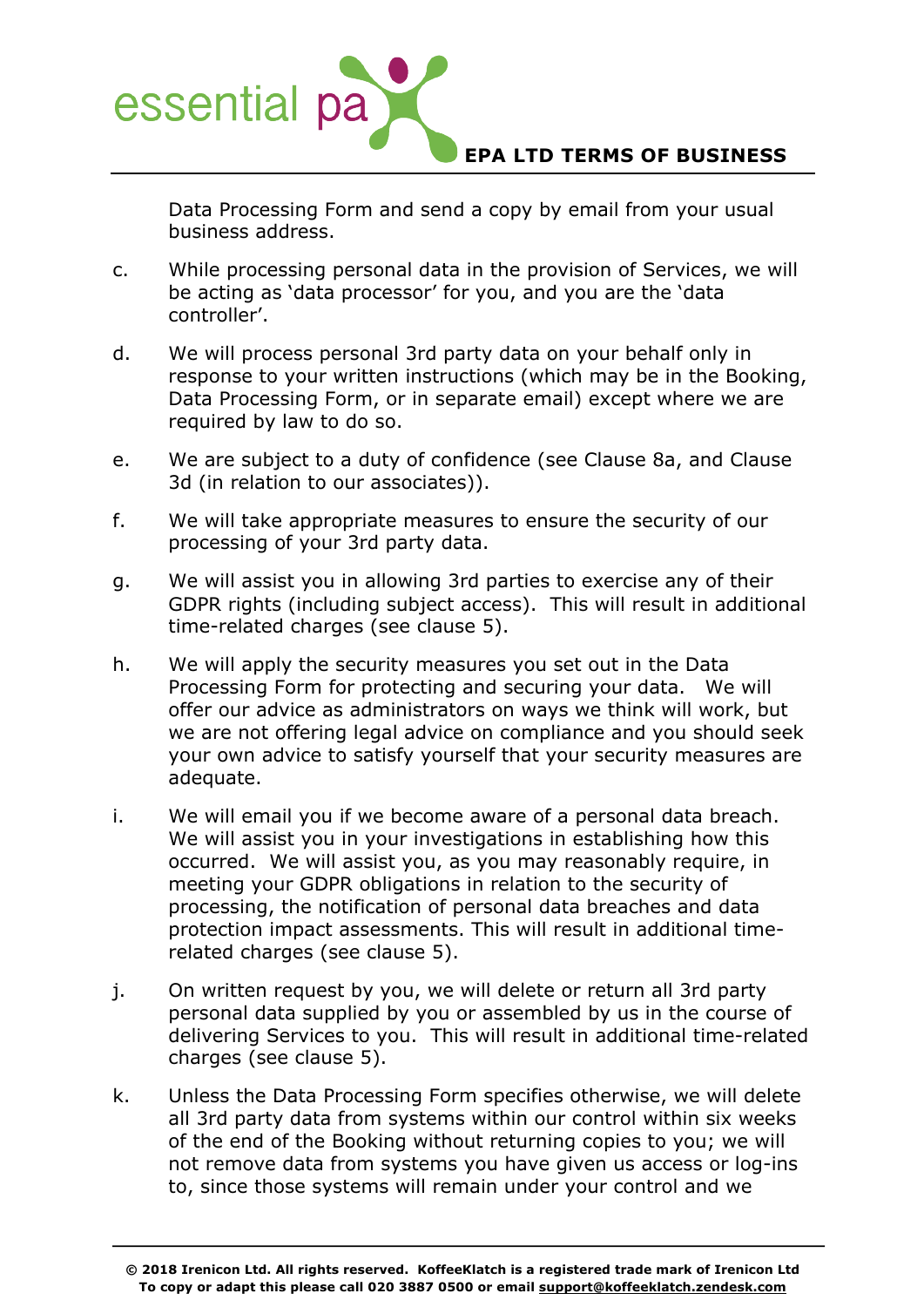Data Processing Form and send a copy by email from your usual business address.

c. While processing personal data in the provision of Services, we will be acting as 'data processor' for you, and you are the 'data controller'.

d. We will process personal 3rd party data on your behalf only in response to your written instructions (which may be in the Booking, Data Processing Form, or in separate email) except where we are required by law to do so.

e. We are subject to a duty of confidence (see Clause 8a, and Clause 3d (in relation to our associates)).

f. We will take appropriate measures to ensure the security of our processing of your 3rd party data.

g. We will assist you in allowing 3rd parties to exercise any of their GDPR rights (including subject access). This will result in additional time-related charges (see clause 5).

h. We will apply the security measures you set out in the Data Processing Form for protecting and securing your data. We will offer our advice as administrators on ways we think will work, but we are not offering legal advice on compliance and you should seek your own advice to satisfy yourself that your security measures are adequate.

i. We will email you if we become aware of a personal data breach. We will assist you in your investigations in establishing how this occurred. We will assist you, as you may reasonably require, in meeting your GDPR obligations in relation to the security of processing, the notification of personal data breaches and data protection impact assessments. This will result in additional time-related charges (see clause 5).

j. On written request by you, we will delete or return all 3rd party personal data supplied by you or assembled by us in the course of delivering Services to you. This will result in additional time-related charges (see clause 5).

k. Unless the Data Processing Form specifies otherwise, we will delete all 3rd party data from systems within our control within six weeks of the end of the Booking without returning copies to you; we will not remove data from systems you have given us access or log-ins to, since those systems will remain under your control and we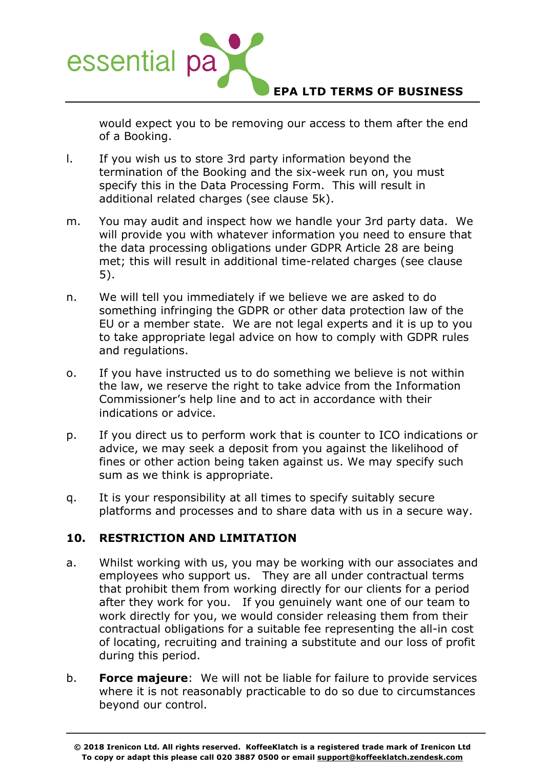would expect you to be removing our access to them after the end of a Booking.

l. If you wish us to store 3rd party information beyond the termination of the Booking and the six-week run on, you must specify this in the Data Processing Form. This will result in additional related charges (see clause 5k).

m. You may audit and inspect how we handle your 3rd party data. We will provide you with whatever information you need to ensure that the data processing obligations under GDPR Article 28 are being met; this will result in additional time-related charges (see clause 5).

n. We will tell you immediately if we believe we are asked to do something infringing the GDPR or other data protection law of the EU or a member state. We are not legal experts and it is up to you to take appropriate legal advice on how to comply with GDPR rules and regulations.

o. If you have instructed us to do something we believe is not within the law, we reserve the right to take advice from the Information Commissioner's help line and to act in accordance with their indications or advice.

p. If you direct us to perform work that is counter to ICO indications or advice, we may seek a deposit from you against the likelihood of fines or other action being taken against us. We may specify such sum as we think is appropriate.

q. It is your responsibility at all times to specify suitably secure platforms and processes and to share data with us in a secure way.

## 10. RESTRICTION AND LIMITATION

a. Whilst working with us, you may be working with our associates and employees who support us. They are all under contractual terms that prohibit them from working directly for our clients for a period after they work for you. If you genuinely want one of our team to work directly for you, we would consider releasing them from their contractual obligations for a suitable fee representing the all-in cost of locating, recruiting and training a substitute and our loss of profit during this period.

b. **Force majeure**: We will not be liable for failure to provide services where it is not reasonably practicable to do so due to circumstances beyond our control.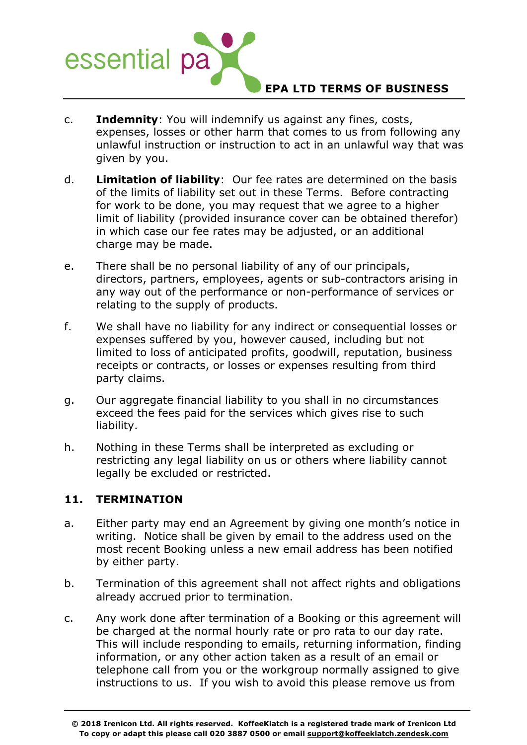c. **Indemnity**: You will indemnify us against any fines, costs, expenses, losses or other harm that comes to us from following any unlawful instruction or instruction to act in an unlawful way that was given by you.

d. **Limitation of liability**: Our fee rates are determined on the basis of the limits of liability set out in these Terms. Before contracting for work to be done, you may request that we agree to a higher limit of liability (provided insurance cover can be obtained therefor) in which case our fee rates may be adjusted, or an additional charge may be made.

e. There shall be no personal liability of any of our principals, directors, partners, employees, agents or sub-contractors arising in any way out of the performance or non-performance of services or relating to the supply of products.

f. We shall have no liability for any indirect or consequential losses or expenses suffered by you, however caused, including but not limited to loss of anticipated profits, goodwill, reputation, business receipts or contracts, or losses or expenses resulting from third party claims.

g. Our aggregate financial liability to you shall in no circumstances exceed the fees paid for the services which gives rise to such liability.

h. Nothing in these Terms shall be interpreted as excluding or restricting any legal liability on us or others where liability cannot legally be excluded or restricted.

## 11. TERMINATION

a. Either party may end an Agreement by giving one month's notice in writing. Notice shall be given by email to the address used on the most recent Booking unless a new email address has been notified by either party.

b. Termination of this agreement shall not affect rights and obligations already accrued prior to termination.

c. Any work done after termination of a Booking or this agreement will be charged at the normal hourly rate or pro rata to our day rate. This will include responding to emails, returning information, finding information, or any other action taken as a result of an email or telephone call from you or the workgroup normally assigned to give instructions to us. If you wish to avoid this please remove us from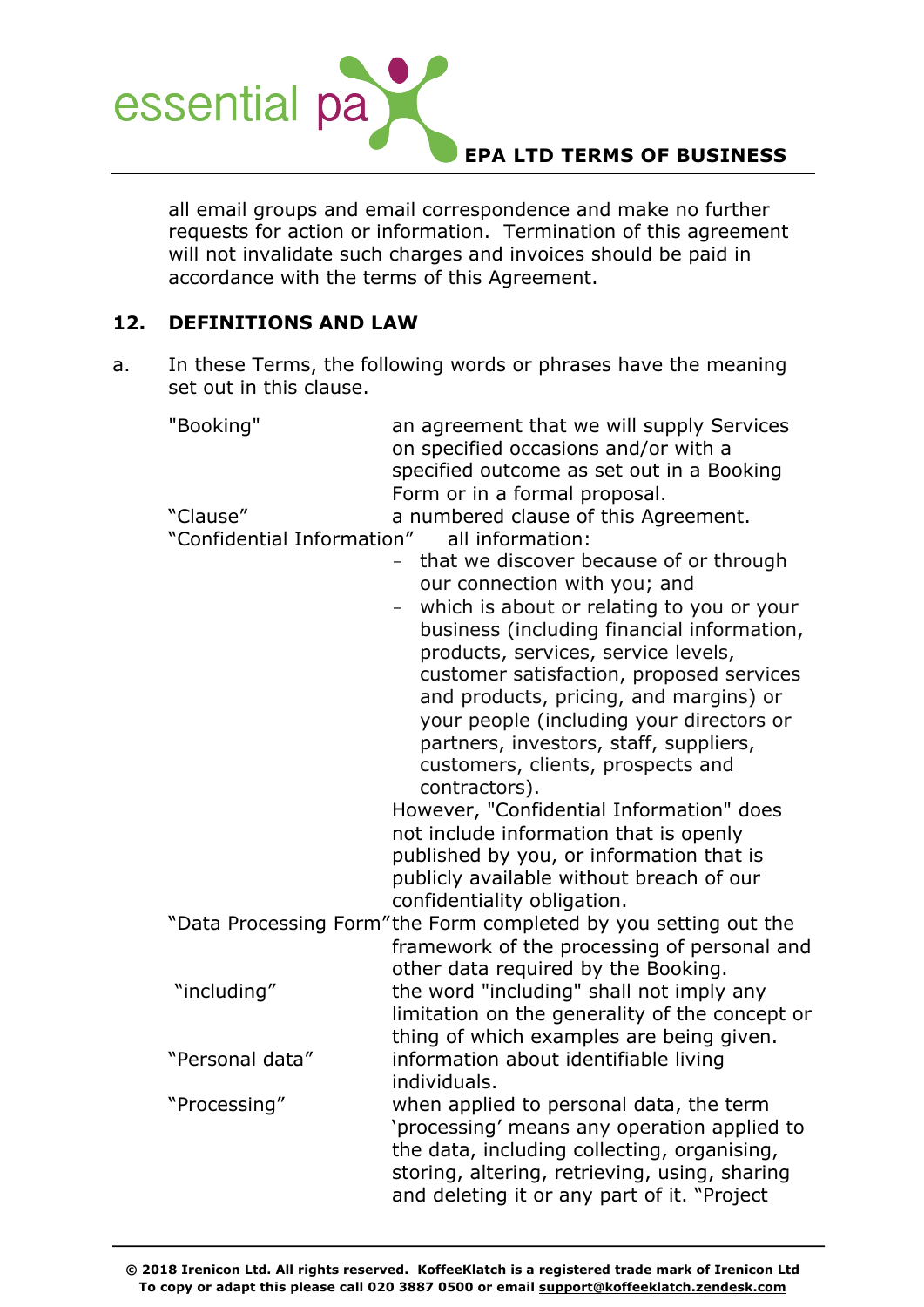all email groups and email correspondence and make no further requests for action or information. Termination of this agreement will not invalidate such charges and invoices should be paid in accordance with the terms of this Agreement.

## 12. DEFINITIONS AND LAW

a. In these Terms, the following words or phrases have the meaning set out in this clause.

| | |
|---|---|
| "Booking" | an agreement that we will supply Services on specified occasions and/or with a specified outcome as set out in a Booking Form or in a formal proposal. |
| "Clause" | a numbered clause of this Agreement. |
| "Confidential Information" | all information:<br>- that we discover because of or through our connection with you; and<br>- which is about or relating to you or your business (including financial information, products, services, service levels, customer satisfaction, proposed services and products, pricing, and margins) or your people (including your directors or partners, investors, staff, suppliers, customers, clients, prospects and contractors).<br>However, "Confidential Information" does not include information that is openly published by you, or information that is publicly available without breach of our confidentiality obligation. |
| "Data Processing Form" | the Form completed by you setting out the framework of the processing of personal and other data required by the Booking. |
| "including" | the word "including" shall not imply any limitation on the generality of the concept or thing of which examples are being given. |
| "Personal data" | information about identifiable living individuals. |
| "Processing" | when applied to personal data, the term 'processing' means any operation applied to the data, including collecting, organising, storing, altering, retrieving, using, sharing and deleting it or any part of it. "Project |

© 2018 Irenicon Ltd. All rights reserved. KoffeeKlatch is a registered trade mark of Irenicon Ltd
To copy or adapt this please call 020 3887 0500 or email support@koffeeklatch.zendesk.com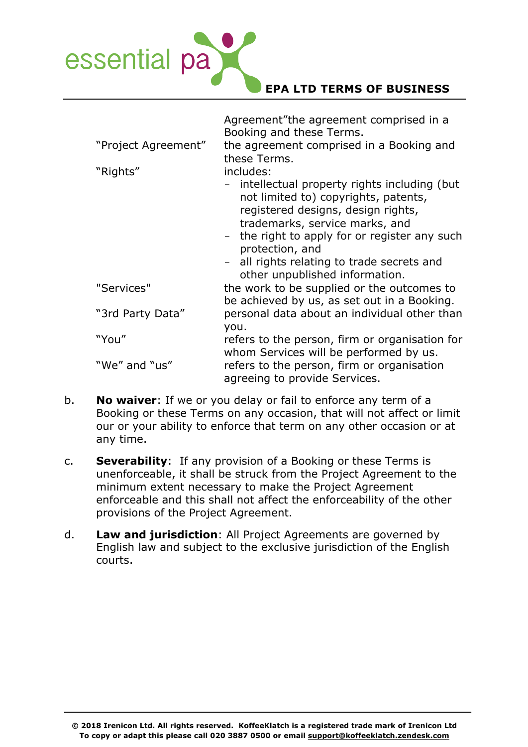| | |
|---|---|
| | Agreement"the agreement comprised in a Booking and these Terms. |
| "Project Agreement" | the agreement comprised in a Booking and these Terms. |
| "Rights" | includes:<br>- intellectual property rights including (but not limited to) copyrights, patents, registered designs, design rights, trademarks, service marks, and<br>- the right to apply for or register any such protection, and<br>- all rights relating to trade secrets and other unpublished information. |
| "Services" | the work to be supplied or the outcomes to be achieved by us, as set out in a Booking. |
| "3rd Party Data" | personal data about an individual other than you. |
| "You" | refers to the person, firm or organisation for whom Services will be performed by us. |
| "We" and "us" | refers to the person, firm or organisation agreeing to provide Services. |

b. **No waiver**: If we or you delay or fail to enforce any term of a Booking or these Terms on any occasion, that will not affect or limit our or your ability to enforce that term on any other occasion or at any time.

c. **Severability**: If any provision of a Booking or these Terms is unenforceable, it shall be struck from the Project Agreement to the minimum extent necessary to make the Project Agreement enforceable and this shall not affect the enforceability of the other provisions of the Project Agreement.

d. **Law and jurisdiction**: All Project Agreements are governed by English law and subject to the exclusive jurisdiction of the English courts.